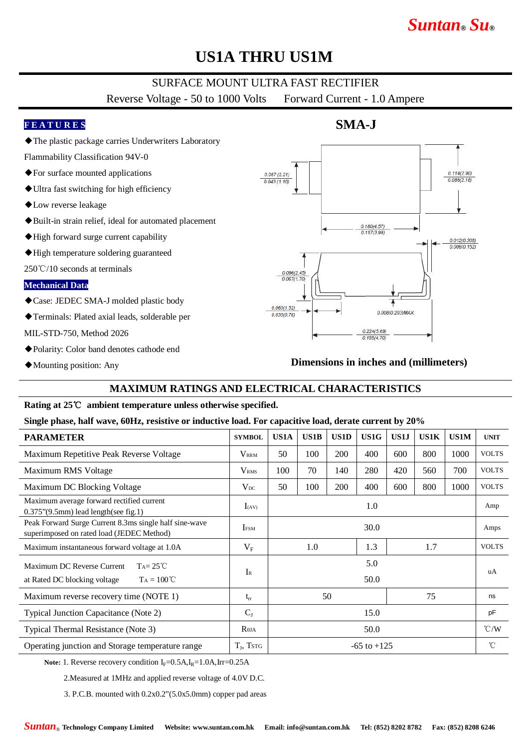# US1A THRU US1M

SURFACE MOUNT ULTRA FAST RECTIFIER

Reverse Voltage - 50 to 1000 Volts    Forward Current - 1.0 Ampere

## FEATURES

- ◆The plastic package carries Underwriters Laboratory Flammability Classification 94V-0
- ◆For surface mounted applications
- ◆Ultra fast switching for high efficiency
- ◆Low reverse leakage
- ◆Built-in strain relief, ideal for automated placement
- ◆High forward surge current capability
- ◆High temperature soldering guaranteed 250℃/10 seconds at terminals

## Mechanical Data

- ◆Case: JEDEC SMA-J molded plastic body
- ◆Terminals: Plated axial leads, solderable per MIL-STD-750, Method 2026
- ◆Polarity: Color band denotes cathode end
- ◆Mounting position: Any

## SMA-J

0.087(2.21) / 0.043(1.10)
0.114(2.90) / 0.086(2.18)
0.180(4.57) / 0.157(3.99)
0.012(0.305) / 0.006(0.152)
0.096(2.45) / 0.067(1.70)
0.060(1.52) / 0.030(0.76)
0.008(0.203)MAX.
0.224(5.69) / 0.185(4.70)

**Dimensions in inches and (millimeters)**

## MAXIMUM RATINGS AND ELECTRICAL CHARACTERISTICS

**Rating at 25℃ ambient temperature unless otherwise specified.**

**Single phase, half wave, 60Hz, resistive or inductive load. For capacitive load, derate current by 20%**

| PARAMETER | SYMBOL | US1A | US1B | US1D | US1G | US1J | US1K | US1M | UNIT |
|---|---|---|---|---|---|---|---|---|---|
| Maximum Repetitive Peak Reverse Voltage | $V_{RRM}$ | 50 | 100 | 200 | 400 | 600 | 800 | 1000 | VOLTS |
| Maximum RMS Voltage | $V_{RMS}$ | 100 | 70 | 140 | 280 | 420 | 560 | 700 | VOLTS |
| Maximum DC Blocking Voltage | $V_{DC}$ | 50 | 100 | 200 | 400 | 600 | 800 | 1000 | VOLTS |
| Maximum average forward rectified current 0.375"(9.5mm) lead length(see fig.1) | $I_{(AV)}$ | 1.0 | | | | | | | Amp |
| Peak Forward Surge Current 8.3ms single half sine-wave superimposed on rated load (JEDEC Method) | $I_{FSM}$ | 30.0 | | | | | | | Amps |
| Maximum instantaneous forward voltage at 1.0A | $V_F$ | 1.0 | | | 1.3 | 1.7 | | | VOLTS |
| Maximum DC Reverse Current $T_A$= 25℃ at Rated DC blocking voltage $T_A$ = 100℃ | $I_R$ | 5.0 / 50.0 | | | | | | | uA |
| Maximum reverse recovery time (NOTE 1) | $t_{rr}$ | 50 | | | | 75 | | | ns |
| Typical Junction Capacitance (Note 2) | $C_J$ | 15.0 | | | | | | | pF |
| Typical Thermal Resistance (Note 3) | $R_{\theta JA}$ | 50.0 | | | | | | | ℃/W |
| Operating junction and Storage temperature range | $T_J$, $T_{STG}$ | -65 to +125 | | | | | | | ℃ |

**Note:** 1. Reverse recovery condition $I_F$=0.5A,$I_R$=1.0A,Irr=0.25A

2.Measured at 1MHz and applied reverse voltage of 4.0V D.C.

3. P.C.B. mounted with 0.2x0.2"(5.0x5.0mm) copper pad areas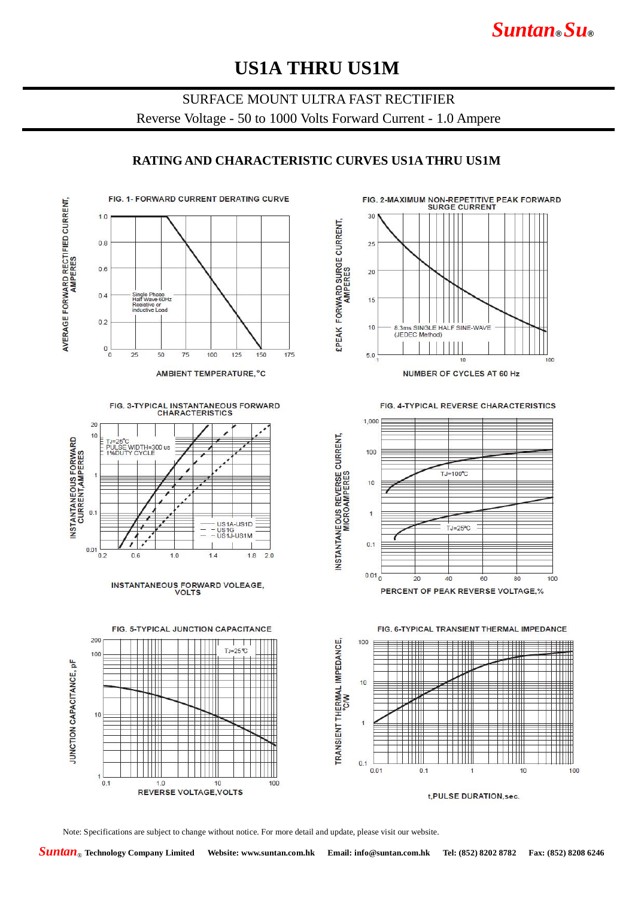# US1A THRU US1M

SURFACE MOUNT ULTRA FAST RECTIFIER

Reverse Voltage - 50 to 1000 Volts Forward Current - 1.0 Ampere

## RATING AND CHARACTERISTIC CURVES US1A THRU US1M

FIG. 1- FORWARD CURRENT DERATING CURVE

AVERAGE FORWARD RECTIFIED CURRENT, AMPERES

1.0
0.8
0.6
0.4
0.2
0

0
25
50
75
100
125
150
175

Single Phase Half Wave 60Hz Resistive or Inductive Load

AMBIENT TEMPERATURE,°C

FIG. 2-MAXIMUM NON-REPETITIVE PEAK FORWARD SURGE CURRENT

PEAK FORWARD SURGE CURRENT, AMPERES

30
25
20
15
10
5.0

1
10
100

8.3ms SINGLE HALF SINE-WAVE (JEDEC Method)

NUMBER OF CYCLES AT 60 Hz

FIG. 3-TYPICAL INSTANTANEOUS FORWARD CHARACTERISTICS

INSTANTANEOUS FORWARD CURRENT,AMPERES

20
10
1
0.1
0.01

0.2
0.6
1.0
1.4
1.8
2.0

TJ=25℃
PULSE WIDTH=300 us
1%DUTY CYCLE

US1A-US1D
US1G
US1J-US1M

INSTANTANEOUS FORWARD VOLEAGE, VOLTS

FIG. 4-TYPICAL REVERSE CHARACTERISTICS

INSTANTANEOUS REVERSE CURRENT, MICROAMPERES

1,000
100
10
1
0.1
0.01

0
20
40
60
80
100

TJ=100℃
TJ=25℃

PERCENT OF PEAK REVERSE VOLTAGE,%

FIG. 5-TYPICAL JUNCTION CAPACITANCE

JUNCTION CAPACITANCE, pF

200
100
10
1

0.1
1.0
10
100

TJ=25℃

REVERSE VOLTAGE,VOLTS

FIG. 6-TYPICAL TRANSIENT THERMAL IMPEDANCE

TRANSIENT THERMAL IMPEDANCE, ℃/W

100
10
1
0.1

0.01
0.1
1
10
100

t,PULSE DURATION,sec.

Note: Specifications are subject to change without notice. For more detail and update, please visit our website.

Suntan® Technology Company Limited Website: www.suntan.com.hk Email: info@suntan.com.hk Tel: (852) 8202 8782 Fax: (852) 8208 6246